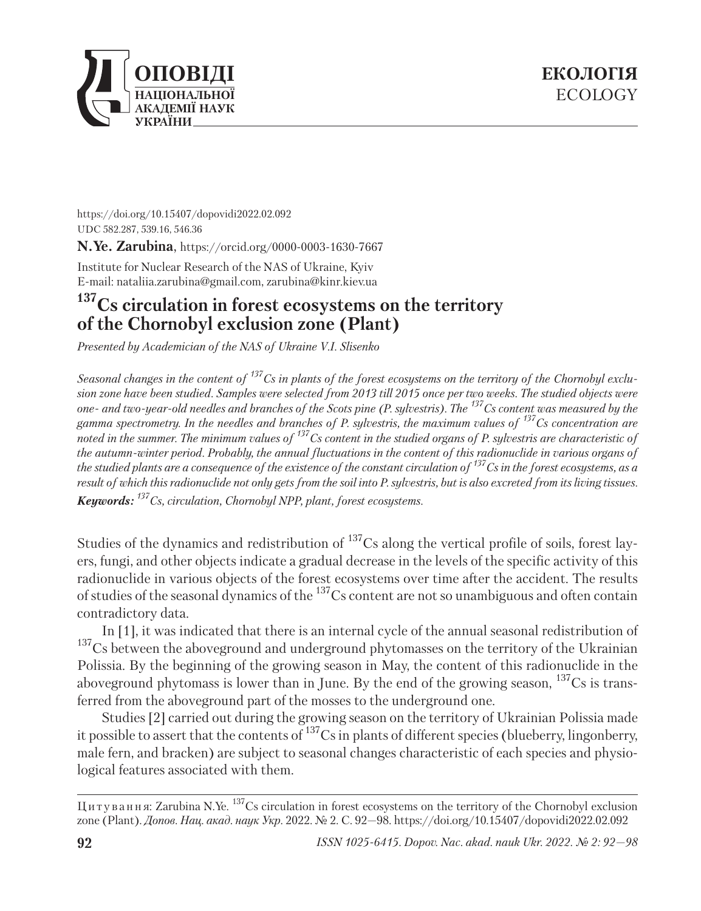https://doi.org/10.15407/dopovidi2022.02.092
UDC 582.287, 539.16, 546.36

**N.Ye. Zarubina**, https://orcid.org/0000-0003-1630-7667

Institute for Nuclear Research of the NAS of Ukraine, Kyiv
E-mail: nataliia.zarubina@gmail.com, zarubina@kinr.kiev.ua

# $^{137}$Cs circulation in forest ecosystems on the territory of the Chornobyl exclusion zone (Plant)

*Presented by Academician of the NAS of Ukraine V.I. Slisenko*

*Seasonal changes in the content of $^{137}$Cs in plants of the forest ecosystems on the territory of the Chornobyl exclusion zone have been studied. Samples were selected from 2013 till 2015 once per two weeks. The studied objects were one- and two-year-old needles and branches of the Scots pine (P. sylvestris). The $^{137}$Cs content was measured by the gamma spectrometry. In the needles and branches of P. sylvestris, the maximum values of $^{137}$Cs concentration are noted in the summer. The minimum values of $^{137}$Cs content in the studied organs of P. sylvestris are characteristic of the autumn-winter period. Probably, the annual fluctuations in the content of this radionuclide in various organs of the studied plants are a consequence of the existence of the constant circulation of $^{137}$Cs in the forest ecosystems, as a result of which this radionuclide not only gets from the soil into P. sylvestris, but is also excreted from its living tissues.*

***Keywords:*** *$^{137}$Cs, circulation, Chornobyl NPP, plant, forest ecosystems.*

Studies of the dynamics and redistribution of $^{137}$Cs along the vertical profile of soils, forest layers, fungi, and other objects indicate a gradual decrease in the levels of the specific activity of this radionuclide in various objects of the forest ecosystems over time after the accident. The results of studies of the seasonal dynamics of the $^{137}$Cs content are not so unambiguous and often contain contradictory data.

In [1], it was indicated that there is an internal cycle of the annual seasonal redistribution of $^{137}$Cs between the aboveground and underground phytomasses on the territory of the Ukrainian Polissia. By the beginning of the growing season in May, the content of this radionuclide in the aboveground phytomass is lower than in June. By the end of the growing season, $^{137}$Cs is transferred from the aboveground part of the mosses to the underground one.

Studies [2] carried out during the growing season on the territory of Ukrainian Polissia made it possible to assert that the contents of $^{137}$Cs in plants of different species (blueberry, lingonberry, male fern, and bracken) are subject to seasonal changes characteristic of each species and physiological features associated with them.

Цитування: Zarubina N.Ye. $^{137}$Cs circulation in forest ecosystems on the territory of the Chornobyl exclusion zone (Plant). *Допов. Нац. акад. наук Укр.* 2022. № 2. С. 92—98. https://doi.org/10.15407/dopovidi2022.02.092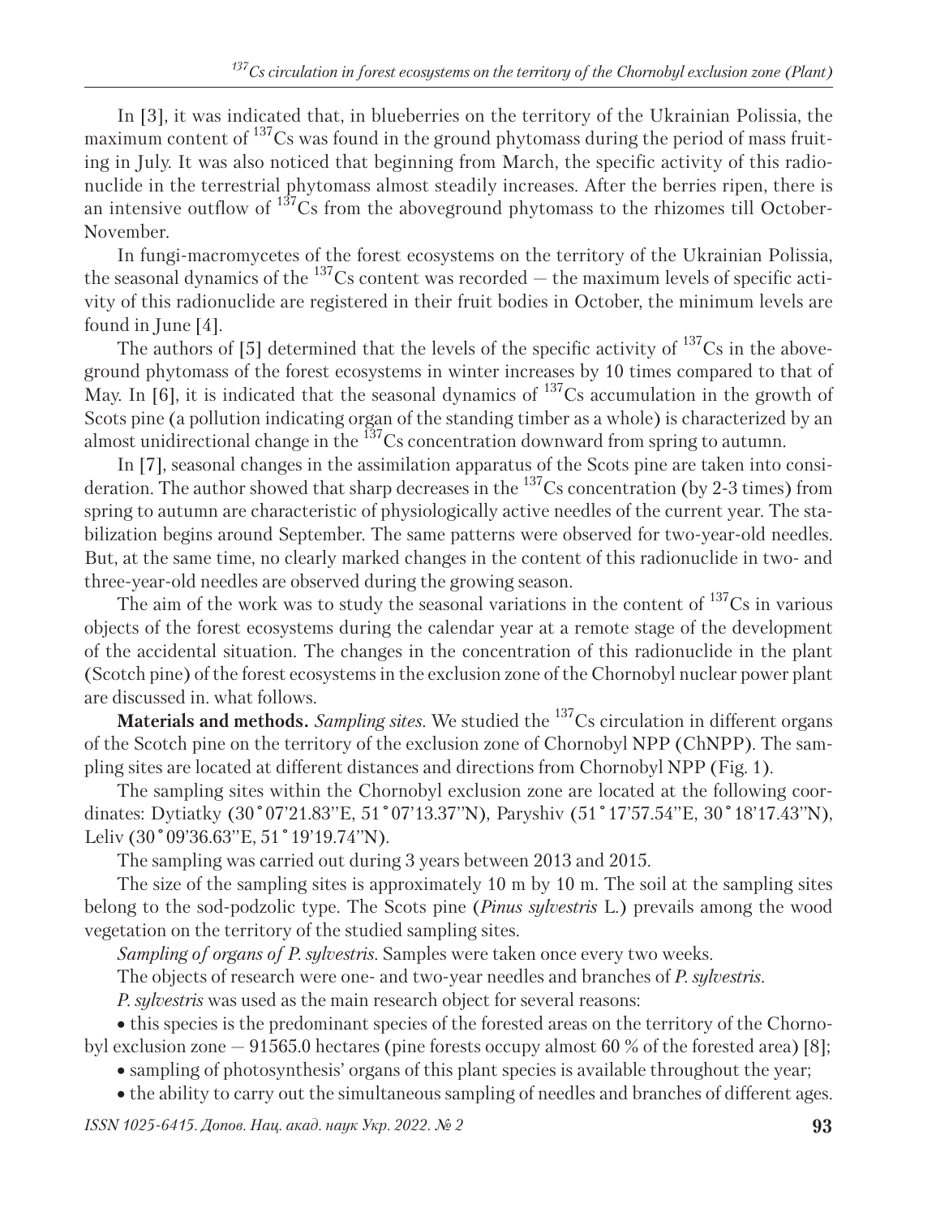In [3], it was indicated that, in blueberries on the territory of the Ukrainian Polissia, the maximum content of $^{137}$Cs was found in the ground phytomass during the period of mass fruiting in July. It was also noticed that beginning from March, the specific activity of this radionuclide in the terrestrial phytomass almost steadily increases. After the berries ripen, there is an intensive outflow of $^{137}$Cs from the aboveground phytomass to the rhizomes till October-November.

In fungi-macromycetes of the forest ecosystems on the territory of the Ukrainian Polissia, the seasonal dynamics of the $^{137}$Cs content was recorded — the maximum levels of specific activity of this radionuclide are registered in their fruit bodies in October, the minimum levels are found in June [4].

The authors of [5] determined that the levels of the specific activity of $^{137}$Cs in the aboveground phytomass of the forest ecosystems in winter increases by 10 times compared to that of May. In [6], it is indicated that the seasonal dynamics of $^{137}$Cs accumulation in the growth of Scots pine (a pollution indicating organ of the standing timber as a whole) is characterized by an almost unidirectional change in the $^{137}$Cs concentration downward from spring to autumn.

In [7], seasonal changes in the assimilation apparatus of the Scots pine are taken into consideration. The author showed that sharp decreases in the $^{137}$Cs concentration (by 2-3 times) from spring to autumn are characteristic of physiologically active needles of the current year. The stabilization begins around September. The same patterns were observed for two-year-old needles. But, at the same time, no clearly marked changes in the content of this radionuclide in two- and three-year-old needles are observed during the growing season.

The aim of the work was to study the seasonal variations in the content of $^{137}$Cs in various objects of the forest ecosystems during the calendar year at a remote stage of the development of the accidental situation. The changes in the concentration of this radionuclide in the plant (Scotch pine) of the forest ecosystems in the exclusion zone of the Chornobyl nuclear power plant are discussed in. what follows.

**Materials and methods.** *Sampling sites.* We studied the $^{137}$Cs circulation in different organs of the Scotch pine on the territory of the exclusion zone of Chornobyl NPP (ChNPP). The sampling sites are located at different distances and directions from Chornobyl NPP (Fig. 1).

The sampling sites within the Chornobyl exclusion zone are located at the following coordinates: Dytiatky (30˚07'21.83''E, 51˚07'13.37''N), Paryshiv (51˚17'57.54''E, 30˚18'17.43''N), Leliv (30˚09'36.63''E, 51˚19'19.74''N).

The sampling was carried out during 3 years between 2013 and 2015.

The size of the sampling sites is approximately 10 m by 10 m. The soil at the sampling sites belong to the sod-podzolic type. The Scots pine (*Pinus sylvestris* L.) prevails among the wood vegetation on the territory of the studied sampling sites.

*Sampling of organs of P. sylvestris.* Samples were taken once every two weeks.

The objects of research were one- and two-year needles and branches of *P. sylvestris*.

*P. sylvestris* was used as the main research object for several reasons:

- this species is the predominant species of the forested areas on the territory of the Chornobyl exclusion zone — 91565.0 hectares (pine forests occupy almost 60 % of the forested area) [8];
- sampling of photosynthesis' organs of this plant species is available throughout the year;
- the ability to carry out the simultaneous sampling of needles and branches of different ages.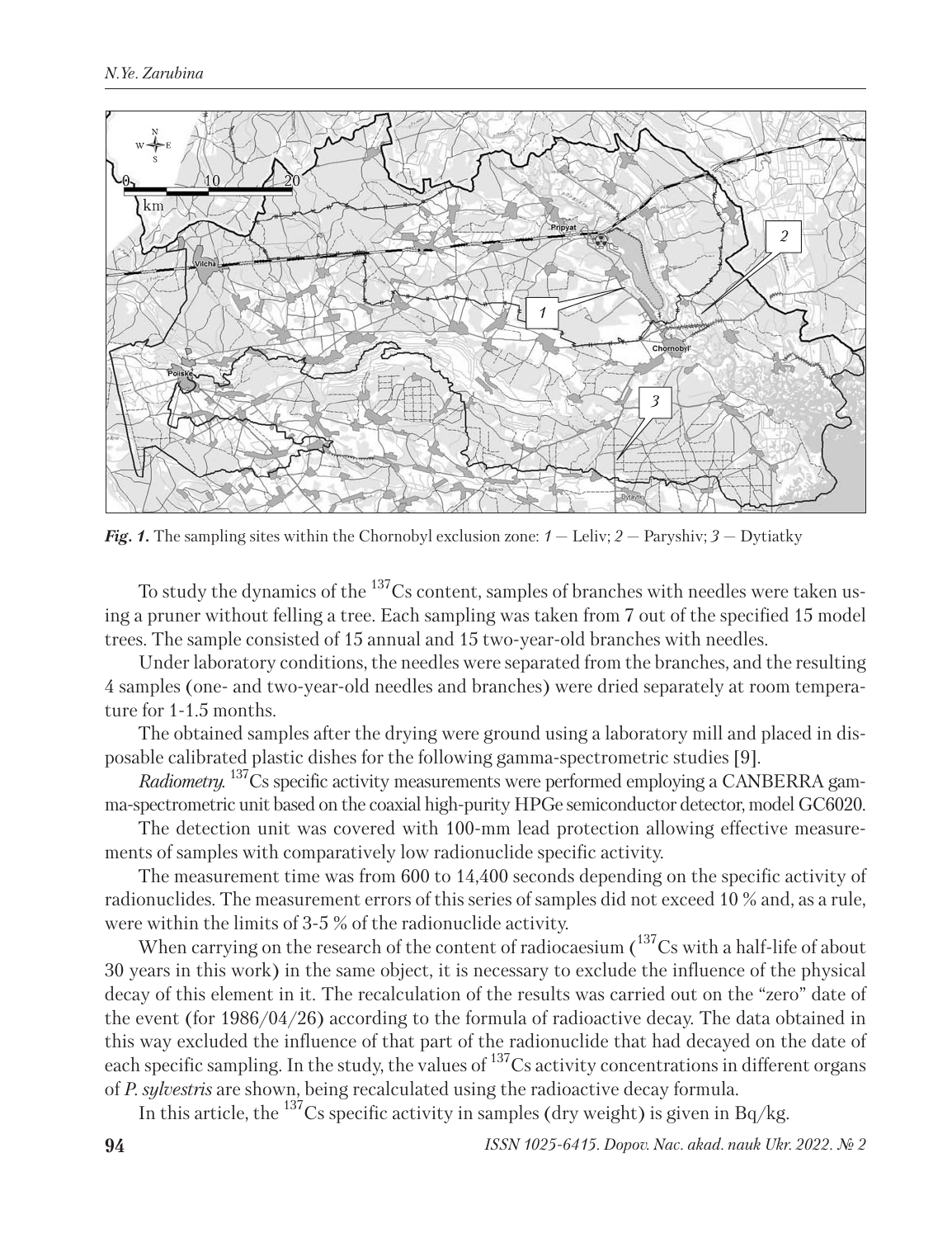*Fig. 1.* The sampling sites within the Chornobyl exclusion zone: *1* — Leliv; *2* — Paryshiv; *3* — Dytiatky

To study the dynamics of the $^{137}$Cs content, samples of branches with needles were taken using a pruner without felling a tree. Each sampling was taken from 7 out of the specified 15 model trees. The sample consisted of 15 annual and 15 two-year-old branches with needles.

Under laboratory conditions, the needles were separated from the branches, and the resulting 4 samples (one- and two-year-old needles and branches) were dried separately at room temperature for 1-1.5 months.

The obtained samples after the drying were ground using a laboratory mill and placed in disposable calibrated plastic dishes for the following gamma-spectrometric studies [9].

*Radiometry.* $^{137}$Cs specific activity measurements were performed employing a CANBERRA gamma-spectrometric unit based on the coaxial high-purity HPGe semiconductor detector, model GC6020.

The detection unit was covered with 100-mm lead protection allowing effective measurements of samples with comparatively low radionuclide specific activity.

The measurement time was from 600 to 14,400 seconds depending on the specific activity of radionuclides. The measurement errors of this series of samples did not exceed 10 % and, as a rule, were within the limits of 3-5 % of the radionuclide activity.

When carrying on the research of the content of radiocaesium ($^{137}$Cs with a half-life of about 30 years in this work) in the same object, it is necessary to exclude the influence of the physical decay of this element in it. The recalculation of the results was carried out on the "zero" date of the event (for 1986/04/26) according to the formula of radioactive decay. The data obtained in this way excluded the influence of that part of the radionuclide that had decayed on the date of each specific sampling. In the study, the values of $^{137}$Cs activity concentrations in different organs of *P. sylvestris* are shown, being recalculated using the radioactive decay formula.

In this article, the $^{137}$Cs specific activity in samples (dry weight) is given in Bq/kg.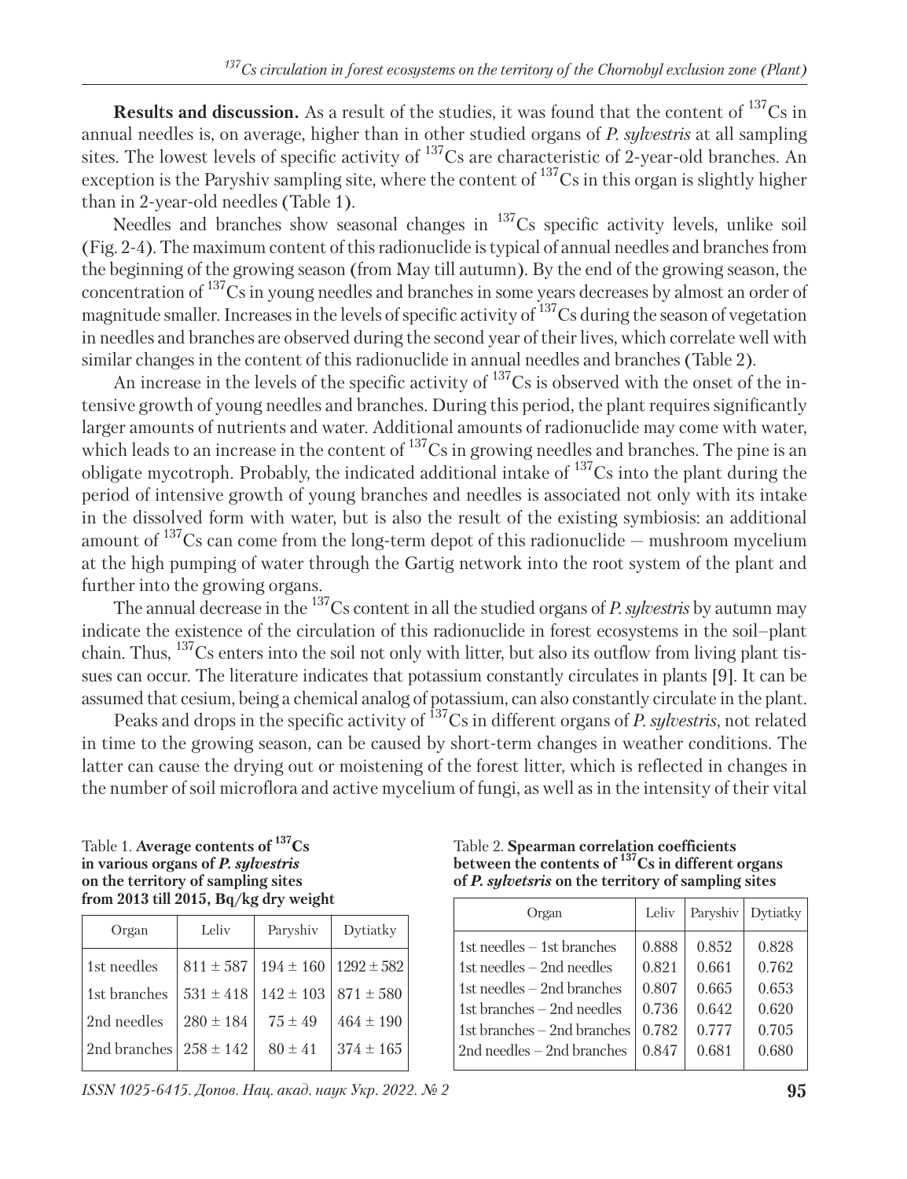**Results and discussion.** As a result of the studies, it was found that the content of $^{137}Cs$ in annual needles is, on average, higher than in other studied organs of *P. sylvestris* at all sampling sites. The lowest levels of specific activity of $^{137}Cs$ are characteristic of 2-year-old branches. An exception is the Paryshiv sampling site, where the content of $^{137}Cs$ in this organ is slightly higher than in 2-year-old needles (Table 1).

Needles and branches show seasonal changes in $^{137}Cs$ specific activity levels, unlike soil (Fig. 2-4). The maximum content of this radionuclide is typical of annual needles and branches from the beginning of the growing season (from May till autumn). By the end of the growing season, the concentration of $^{137}Cs$ in young needles and branches in some years decreases by almost an order of magnitude smaller. Increases in the levels of specific activity of $^{137}Cs$ during the season of vegetation in needles and branches are observed during the second year of their lives, which correlate well with similar changes in the content of this radionuclide in annual needles and branches (Table 2).

An increase in the levels of the specific activity of $^{137}Cs$ is observed with the onset of the intensive growth of young needles and branches. During this period, the plant requires significantly larger amounts of nutrients and water. Additional amounts of radionuclide may come with water, which leads to an increase in the content of $^{137}Cs$ in growing needles and branches. The pine is an obligate mycotroph. Probably, the indicated additional intake of $^{137}Cs$ into the plant during the period of intensive growth of young branches and needles is associated not only with its intake in the dissolved form with water, but is also the result of the existing symbiosis: an additional amount of $^{137}Cs$ can come from the long-term depot of this radionuclide — mushroom mycelium at the high pumping of water through the Gartig network into the root system of the plant and further into the growing organs.

The annual decrease in the $^{137}Cs$ content in all the studied organs of *P. sylvestris* by autumn may indicate the existence of the circulation of this radionuclide in forest ecosystems in the soil–plant chain. Thus, $^{137}Cs$ enters into the soil not only with litter, but also its outflow from living plant tissues can occur. The literature indicates that potassium constantly circulates in plants [9]. It can be assumed that cesium, being a chemical analog of potassium, can also constantly circulate in the plant.

Peaks and drops in the specific activity of $^{137}Cs$ in different organs of *P. sylvestris*, not related in time to the growing season, can be caused by short-term changes in weather conditions. The latter can cause the drying out or moistening of the forest litter, which is reflected in changes in the number of soil microflora and active mycelium of fungi, as well as in the intensity of their vital

Table 1. **Average contents of $^{137}Cs$ in various organs of *P. sylvestris* on the territory of sampling sites from 2013 till 2015, Bq/kg dry weight**

| Organ | Leliv | Paryshiv | Dytiatky |
|---|---|---|---|
| 1st needles | 811 ± 587 | 194 ± 160 | 1292 ± 582 |
| 1st branches | 531 ± 418 | 142 ± 103 | 871 ± 580 |
| 2nd needles | 280 ± 184 | 75 ± 49 | 464 ± 190 |
| 2nd branches | 258 ± 142 | 80 ± 41 | 374 ± 165 |

Table 2. **Spearman correlation coefficients between the contents of $^{137}Cs$ in different organs of *P. sylvetsris* on the territory of sampling sites**

| Organ | Leliv | Paryshiv | Dytiatky |
|---|---|---|---|
| 1st needles – 1st branches | 0.888 | 0.852 | 0.828 |
| 1st needles – 2nd needles | 0.821 | 0.661 | 0.762 |
| 1st needles – 2nd branches | 0.807 | 0.665 | 0.653 |
| 1st branches – 2nd needles | 0.736 | 0.642 | 0.620 |
| 1st branches – 2nd branches | 0.782 | 0.777 | 0.705 |
| 2nd needles – 2nd branches | 0.847 | 0.681 | 0.680 |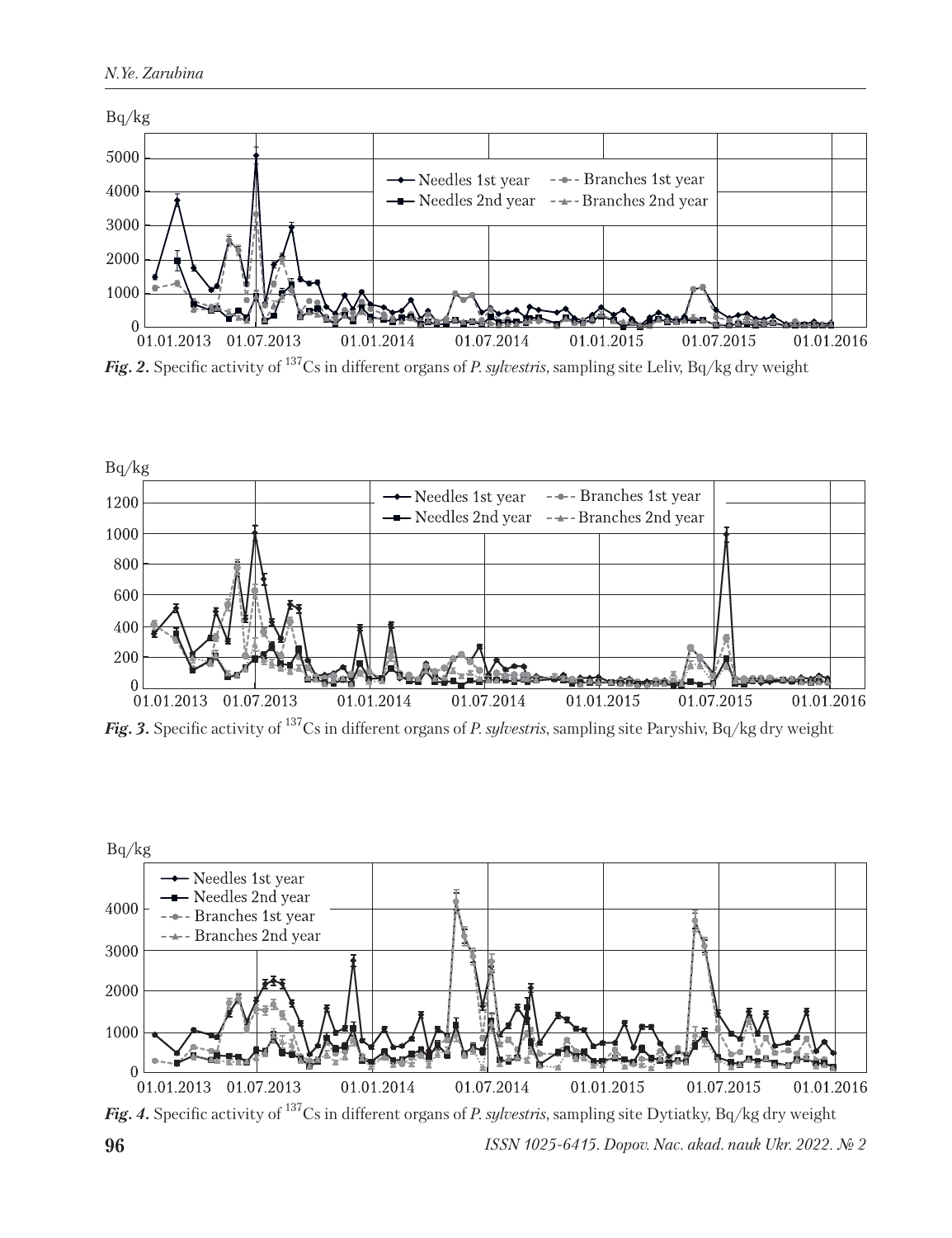*Fig. 2.* Specific activity of $^{137}$Cs in different organs of *P. sylvestris*, sampling site Leliv, Bq/kg dry weight

*Fig. 3.* Specific activity of $^{137}$Cs in different organs of *P. sylvestris*, sampling site Paryshiv, Bq/kg dry weight

*Fig. 4.* Specific activity of $^{137}$Cs in different organs of *P. sylvestris*, sampling site Dytiatky, Bq/kg dry weight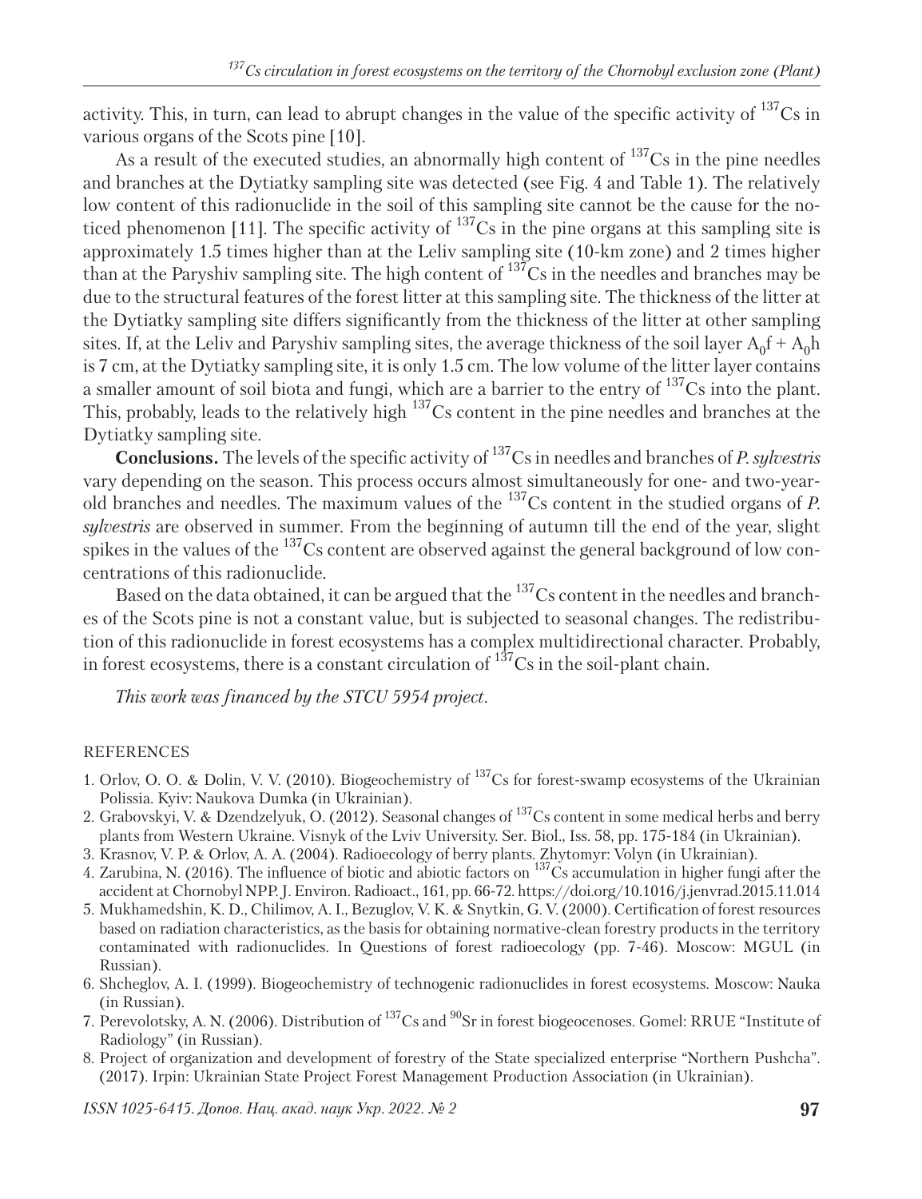activity. This, in turn, can lead to abrupt changes in the value of the specific activity of $^{137}Cs$ in various organs of the Scots pine [10].

As a result of the executed studies, an abnormally high content of $^{137}Cs$ in the pine needles and branches at the Dytiatky sampling site was detected (see Fig. 4 and Table 1). The relatively low content of this radionuclide in the soil of this sampling site cannot be the cause for the noticed phenomenon [11]. The specific activity of $^{137}Cs$ in the pine organs at this sampling site is approximately 1.5 times higher than at the Leliv sampling site (10-km zone) and 2 times higher than at the Paryshiv sampling site. The high content of $^{137}Cs$ in the needles and branches may be due to the structural features of the forest litter at this sampling site. The thickness of the litter at the Dytiatky sampling site differs significantly from the thickness of the litter at other sampling sites. If, at the Leliv and Paryshiv sampling sites, the average thickness of the soil layer $A_0f + A_0h$ is 7 cm, at the Dytiatky sampling site, it is only 1.5 cm. The low volume of the litter layer contains a smaller amount of soil biota and fungi, which are a barrier to the entry of $^{137}Cs$ into the plant. This, probably, leads to the relatively high $^{137}Cs$ content in the pine needles and branches at the Dytiatky sampling site.

**Conclusions.** The levels of the specific activity of $^{137}Cs$ in needles and branches of *P. sylvestris* vary depending on the season. This process occurs almost simultaneously for one- and two-year-old branches and needles. The maximum values of the $^{137}Cs$ content in the studied organs of *P. sylvestris* are observed in summer. From the beginning of autumn till the end of the year, slight spikes in the values of the $^{137}Cs$ content are observed against the general background of low concentrations of this radionuclide.

Based on the data obtained, it can be argued that the $^{137}Cs$ content in the needles and branches of the Scots pine is not a constant value, but is subjected to seasonal changes. The redistribution of this radionuclide in forest ecosystems has a complex multidirectional character. Probably, in forest ecosystems, there is a constant circulation of $^{137}Cs$ in the soil-plant chain.

*This work was financed by the STCU 5954 project.*

REFERENCES

1. Orlov, O. O. & Dolin, V. V. (2010). Biogeochemistry of $^{137}Cs$ for forest-swamp ecosystems of the Ukrainian Polissia. Kyiv: Naukova Dumka (in Ukrainian).
2. Grabovskyi, V. & Dzendzelyuk, O. (2012). Seasonal changes of $^{137}Cs$ content in some medical herbs and berry plants from Western Ukraine. Visnyk of the Lviv University. Ser. Biol., Iss. 58, pp. 175-184 (in Ukrainian).
3. Krasnov, V. P. & Orlov, A. A. (2004). Radioecology of berry plants. Zhytomyr: Volyn (in Ukrainian).
4. Zarubina, N. (2016). The influence of biotic and abiotic factors on $^{137}Cs$ accumulation in higher fungi after the accident at Chornobyl NPP. J. Environ. Radioact., 161, pp. 66-72. https://doi.org/10.1016/j.jenvrad.2015.11.014
5. Mukhamedshin, K. D., Chilimov, A. I., Bezuglov, V. K. & Snytkin, G. V. (2000). Certification of forest resources based on radiation characteristics, as the basis for obtaining normative-clean forestry products in the territory contaminated with radionuclides. In Questions of forest radioecology (pp. 7-46). Moscow: MGUL (in Russian).
6. Shcheglov, A. I. (1999). Biogeochemistry of technogenic radionuclides in forest ecosystems. Moscow: Nauka (in Russian).
7. Perevolotsky, A. N. (2006). Distribution of $^{137}Cs$ and $^{90}Sr$ in forest biogeocenoses. Gomel: RRUE "Institute of Radiology" (in Russian).
8. Project of organization and development of forestry of the State specialized enterprise "Northern Pushcha". (2017). Irpin: Ukrainian State Project Forest Management Production Association (in Ukrainian).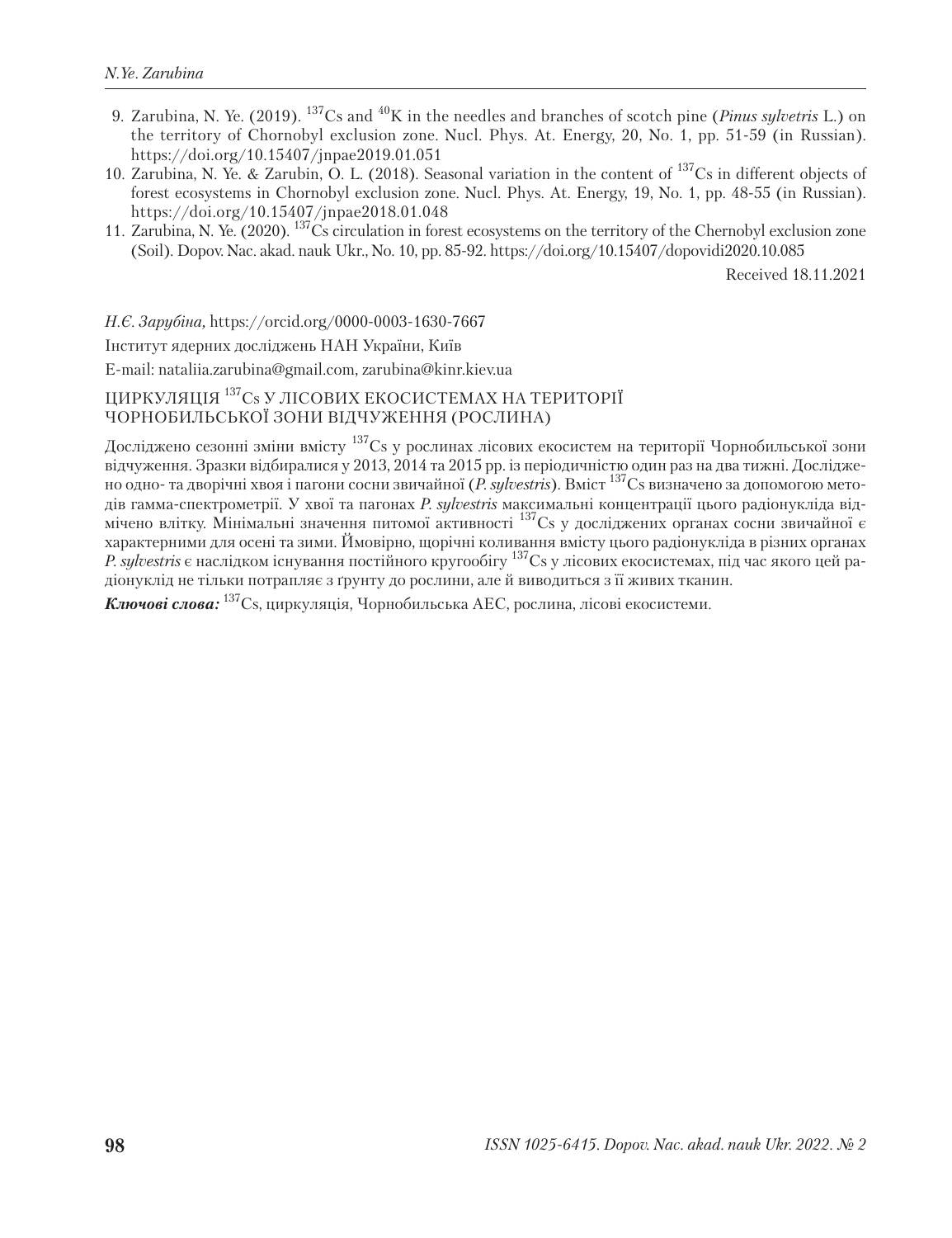9. Zarubina, N. Ye. (2019). $^{137}Cs$ and $^{40}K$ in the needles and branches of scotch pine (*Pinus sylvetris* L.) on the territory of Chornobyl exclusion zone. Nucl. Phys. At. Energy, 20, No. 1, pp. 51-59 (in Russian). https://doi.org/10.15407/jnpae2019.01.051
10. Zarubina, N. Ye. & Zarubin, O. L. (2018). Seasonal variation in the content of $^{137}Cs$ in different objects of forest ecosystems in Chornobyl exclusion zone. Nucl. Phys. At. Energy, 19, No. 1, pp. 48-55 (in Russian). https://doi.org/10.15407/jnpae2018.01.048
11. Zarubina, N. Ye. (2020). $^{137}Cs$ circulation in forest ecosystems on the territory of the Chernobyl exclusion zone (Soil). Dopov. Nac. akad. nauk Ukr., No. 10, pp. 85-92. https://doi.org/10.15407/dopovidi2020.10.085

Received 18.11.2021

*Н.Є. Зарубіна,* https://orcid.org/0000-0003-1630-7667

Інститут ядерних досліджень НАН України, Київ

E-mail: nataliia.zarubina@gmail.com, zarubina@kinr.kiev.ua

## ЦИРКУЛЯЦІЯ $^{137}Cs$ У ЛІСОВИХ ЕКОСИСТЕМАХ НА ТЕРИТОРІЇ ЧОРНОБИЛЬСЬКОЇ ЗОНИ ВІДЧУЖЕННЯ (РОСЛИНА)

Досліджено сезонні зміни вмісту $^{137}Cs$ у рослинах лісових екосистем на території Чорнобильської зони відчуження. Зразки відбиралися у 2013, 2014 та 2015 рр. із періодичністю один раз на два тижні. Досліджено одно- та дворічні хвоя і пагони сосни звичайної (*P. sylvestris*). Вміст $^{137}Cs$ визначено за допомогою методів гамма-спектрометрії. У хвої та пагонах *P. sylvestris* максимальні концентрації цього радіонукліда відмічено влітку. Мінімальні значення питомої активності $^{137}Cs$ у досліджених органах сосни звичайної є характерними для осені та зими. Ймовірно, щорічні коливання вмісту цього радіонукліда в різних органах *P. sylvestris* є наслідком існування постійного кругообігу $^{137}Cs$ у лісових екосистемах, під час якого цей радіонуклід не тільки потрапляє з ґрунту до рослини, але й виводиться з її живих тканин.

***Ключові слова:*** $^{137}Cs$, циркуляція, Чорнобильська АЕС, рослина, лісові екосистеми.